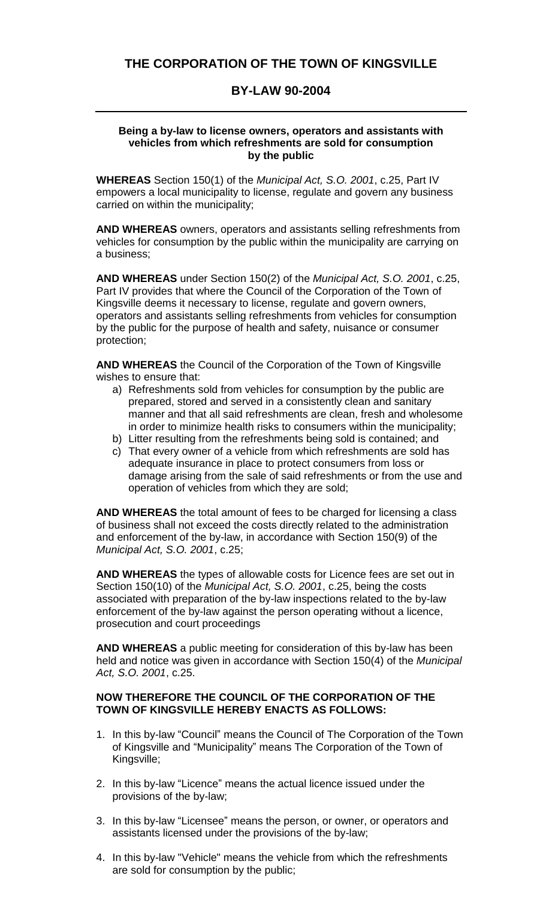# THE CORPORATION OF THE TOWN OF KINGSVILLE

## BY-LAW 90-2004

---

**Being a by-law to license owners, operators and assistants with vehicles from which refreshments are sold for consumption by the public**

**WHEREAS** Section 150(1) of the *Municipal Act, S.O. 2001*, c.25, Part IV empowers a local municipality to license, regulate and govern any business carried on within the municipality;

**AND WHEREAS** owners, operators and assistants selling refreshments from vehicles for consumption by the public within the municipality are carrying on a business;

**AND WHEREAS** under Section 150(2) of the *Municipal Act, S.O. 2001*, c.25, Part IV provides that where the Council of the Corporation of the Town of Kingsville deems it necessary to license, regulate and govern owners, operators and assistants selling refreshments from vehicles for consumption by the public for the purpose of health and safety, nuisance or consumer protection;

**AND WHEREAS** the Council of the Corporation of the Town of Kingsville wishes to ensure that:

a) Refreshments sold from vehicles for consumption by the public are prepared, stored and served in a consistently clean and sanitary manner and that all said refreshments are clean, fresh and wholesome in order to minimize health risks to consumers within the municipality;
b) Litter resulting from the refreshments being sold is contained; and
c) That every owner of a vehicle from which refreshments are sold has adequate insurance in place to protect consumers from loss or damage arising from the sale of said refreshments or from the use and operation of vehicles from which they are sold;

**AND WHEREAS** the total amount of fees to be charged for licensing a class of business shall not exceed the costs directly related to the administration and enforcement of the by-law, in accordance with Section 150(9) of the *Municipal Act, S.O. 2001*, c.25;

**AND WHEREAS** the types of allowable costs for Licence fees are set out in Section 150(10) of the *Municipal Act, S.O. 2001*, c.25, being the costs associated with preparation of the by-law inspections related to the by-law enforcement of the by-law against the person operating without a licence, prosecution and court proceedings

**AND WHEREAS** a public meeting for consideration of this by-law has been held and notice was given in accordance with Section 150(4) of the *Municipal Act, S.O. 2001*, c.25.

**NOW THEREFORE THE COUNCIL OF THE CORPORATION OF THE TOWN OF KINGSVILLE HEREBY ENACTS AS FOLLOWS:**

1. In this by-law "Council" means the Council of The Corporation of the Town of Kingsville and "Municipality" means The Corporation of the Town of Kingsville;

2. In this by-law "Licence" means the actual licence issued under the provisions of the by-law;

3. In this by-law "Licensee" means the person, or owner, or operators and assistants licensed under the provisions of the by-law;

4. In this by-law "Vehicle" means the vehicle from which the refreshments are sold for consumption by the public;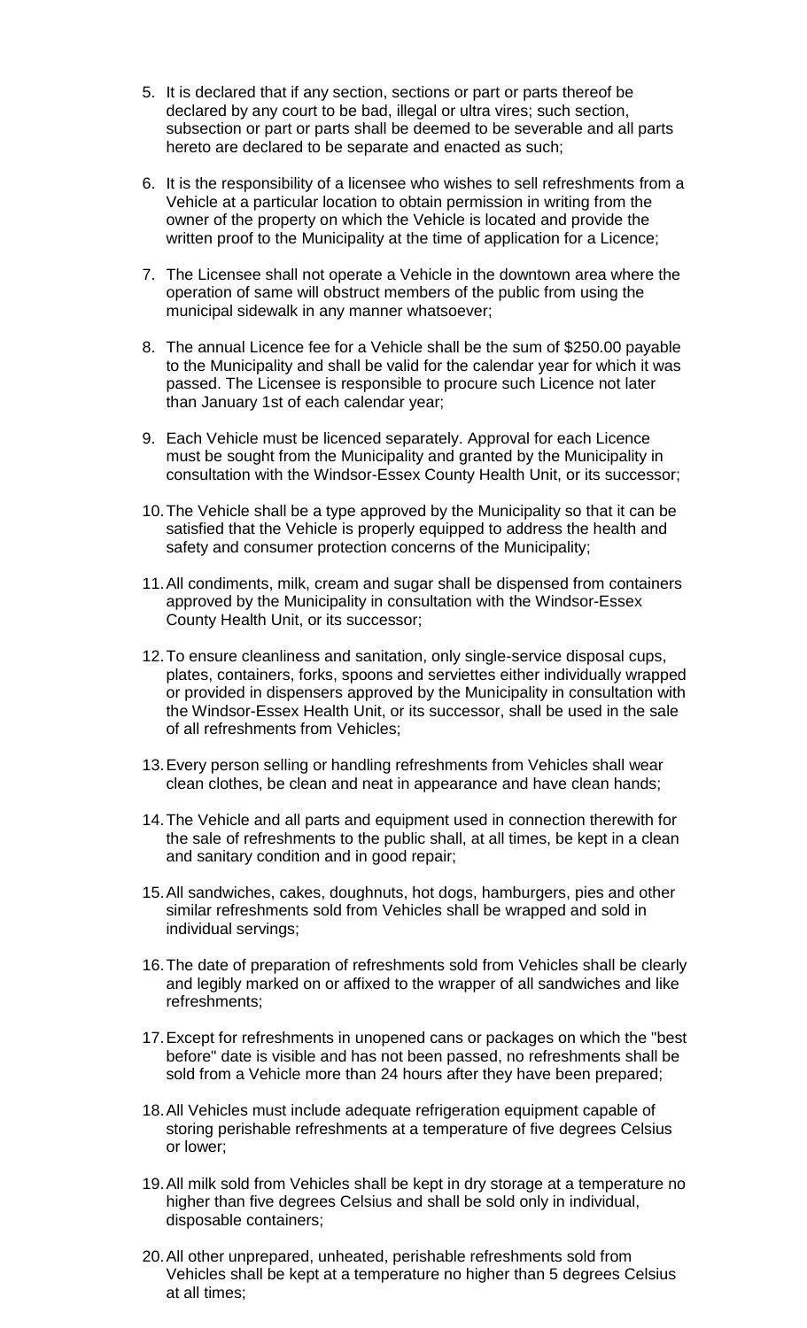5. It is declared that if any section, sections or part or parts thereof be declared by any court to be bad, illegal or ultra vires; such section, subsection or part or parts shall be deemed to be severable and all parts hereto are declared to be separate and enacted as such;

6. It is the responsibility of a licensee who wishes to sell refreshments from a Vehicle at a particular location to obtain permission in writing from the owner of the property on which the Vehicle is located and provide the written proof to the Municipality at the time of application for a Licence;

7. The Licensee shall not operate a Vehicle in the downtown area where the operation of same will obstruct members of the public from using the municipal sidewalk in any manner whatsoever;

8. The annual Licence fee for a Vehicle shall be the sum of $250.00 payable to the Municipality and shall be valid for the calendar year for which it was passed. The Licensee is responsible to procure such Licence not later than January 1st of each calendar year;

9. Each Vehicle must be licenced separately. Approval for each Licence must be sought from the Municipality and granted by the Municipality in consultation with the Windsor-Essex County Health Unit, or its successor;

10. The Vehicle shall be a type approved by the Municipality so that it can be satisfied that the Vehicle is properly equipped to address the health and safety and consumer protection concerns of the Municipality;

11. All condiments, milk, cream and sugar shall be dispensed from containers approved by the Municipality in consultation with the Windsor-Essex County Health Unit, or its successor;

12. To ensure cleanliness and sanitation, only single-service disposal cups, plates, containers, forks, spoons and serviettes either individually wrapped or provided in dispensers approved by the Municipality in consultation with the Windsor-Essex Health Unit, or its successor, shall be used in the sale of all refreshments from Vehicles;

13. Every person selling or handling refreshments from Vehicles shall wear clean clothes, be clean and neat in appearance and have clean hands;

14. The Vehicle and all parts and equipment used in connection therewith for the sale of refreshments to the public shall, at all times, be kept in a clean and sanitary condition and in good repair;

15. All sandwiches, cakes, doughnuts, hot dogs, hamburgers, pies and other similar refreshments sold from Vehicles shall be wrapped and sold in individual servings;

16. The date of preparation of refreshments sold from Vehicles shall be clearly and legibly marked on or affixed to the wrapper of all sandwiches and like refreshments;

17. Except for refreshments in unopened cans or packages on which the "best before" date is visible and has not been passed, no refreshments shall be sold from a Vehicle more than 24 hours after they have been prepared;

18. All Vehicles must include adequate refrigeration equipment capable of storing perishable refreshments at a temperature of five degrees Celsius or lower;

19. All milk sold from Vehicles shall be kept in dry storage at a temperature no higher than five degrees Celsius and shall be sold only in individual, disposable containers;

20. All other unprepared, unheated, perishable refreshments sold from Vehicles shall be kept at a temperature no higher than 5 degrees Celsius at all times;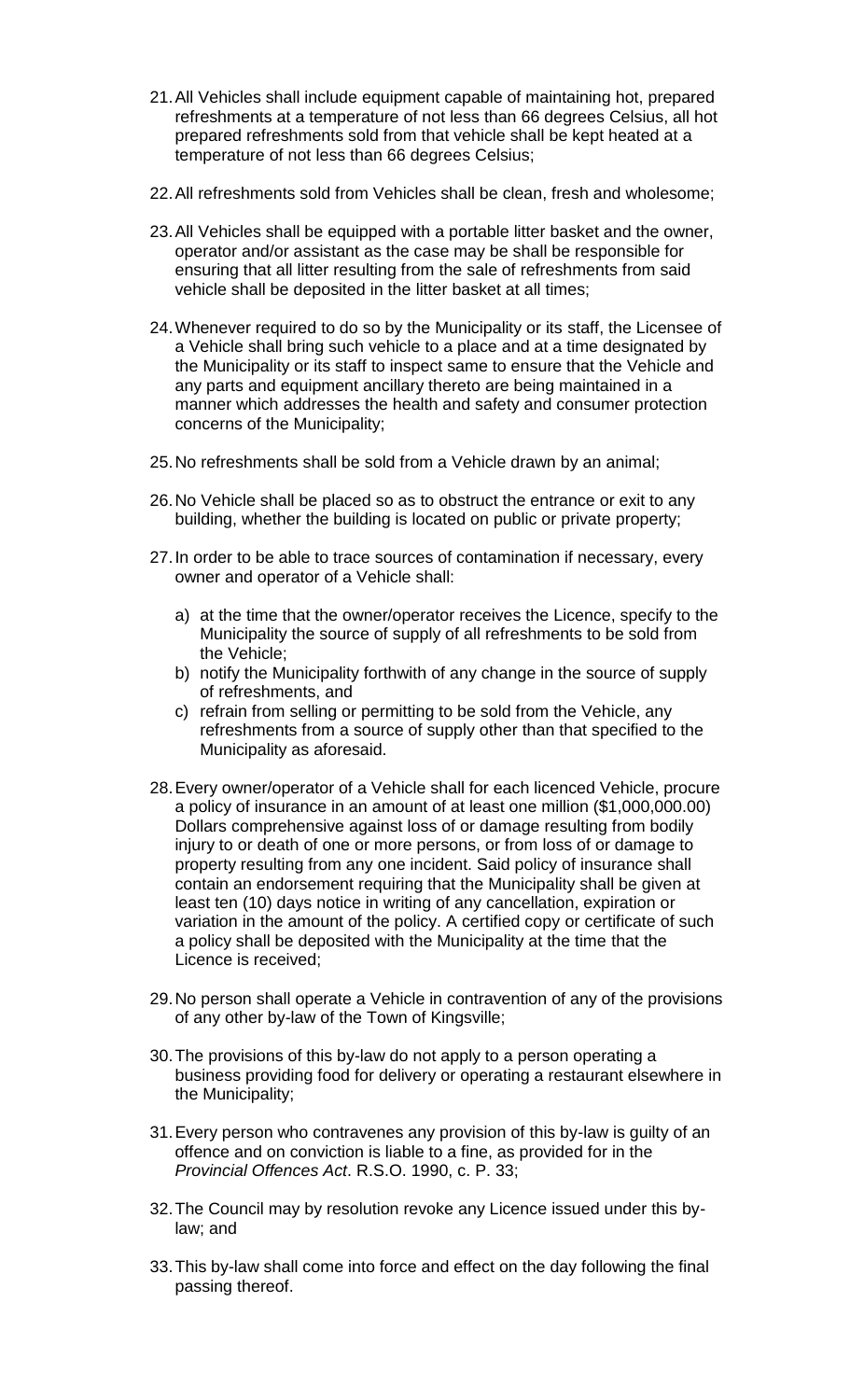21. All Vehicles shall include equipment capable of maintaining hot, prepared refreshments at a temperature of not less than 66 degrees Celsius, all hot prepared refreshments sold from that vehicle shall be kept heated at a temperature of not less than 66 degrees Celsius;

22. All refreshments sold from Vehicles shall be clean, fresh and wholesome;

23. All Vehicles shall be equipped with a portable litter basket and the owner, operator and/or assistant as the case may be shall be responsible for ensuring that all litter resulting from the sale of refreshments from said vehicle shall be deposited in the litter basket at all times;

24. Whenever required to do so by the Municipality or its staff, the Licensee of a Vehicle shall bring such vehicle to a place and at a time designated by the Municipality or its staff to inspect same to ensure that the Vehicle and any parts and equipment ancillary thereto are being maintained in a manner which addresses the health and safety and consumer protection concerns of the Municipality;

25. No refreshments shall be sold from a Vehicle drawn by an animal;

26. No Vehicle shall be placed so as to obstruct the entrance or exit to any building, whether the building is located on public or private property;

27. In order to be able to trace sources of contamination if necessary, every owner and operator of a Vehicle shall:

    a) at the time that the owner/operator receives the Licence, specify to the Municipality the source of supply of all refreshments to be sold from the Vehicle;
    b) notify the Municipality forthwith of any change in the source of supply of refreshments, and
    c) refrain from selling or permitting to be sold from the Vehicle, any refreshments from a source of supply other than that specified to the Municipality as aforesaid.

28. Every owner/operator of a Vehicle shall for each licenced Vehicle, procure a policy of insurance in an amount of at least one million ($1,000,000.00) Dollars comprehensive against loss of or damage resulting from bodily injury to or death of one or more persons, or from loss of or damage to property resulting from any one incident. Said policy of insurance shall contain an endorsement requiring that the Municipality shall be given at least ten (10) days notice in writing of any cancellation, expiration or variation in the amount of the policy. A certified copy or certificate of such a policy shall be deposited with the Municipality at the time that the Licence is received;

29. No person shall operate a Vehicle in contravention of any of the provisions of any other by-law of the Town of Kingsville;

30. The provisions of this by-law do not apply to a person operating a business providing food for delivery or operating a restaurant elsewhere in the Municipality;

31. Every person who contravenes any provision of this by-law is guilty of an offence and on conviction is liable to a fine, as provided for in the *Provincial Offences Act*. R.S.O. 1990, c. P. 33;

32. The Council may by resolution revoke any Licence issued under this by-law; and

33. This by-law shall come into force and effect on the day following the final passing thereof.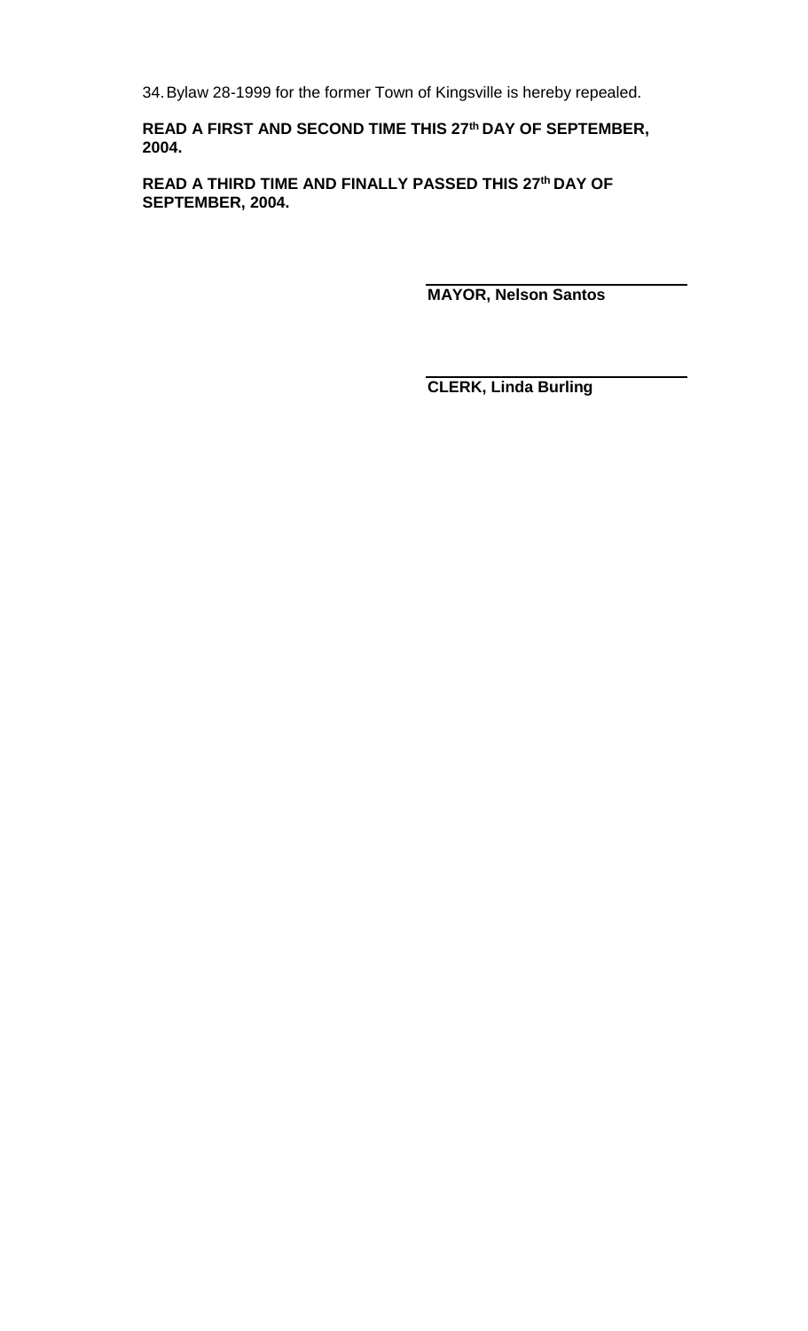34. Bylaw 28-1999 for the former Town of Kingsville is hereby repealed.

**READ A FIRST AND SECOND TIME THIS 27th DAY OF SEPTEMBER, 2004.**

**READ A THIRD TIME AND FINALLY PASSED THIS 27th DAY OF SEPTEMBER, 2004.**

**MAYOR, Nelson Santos**

**CLERK, Linda Burling**